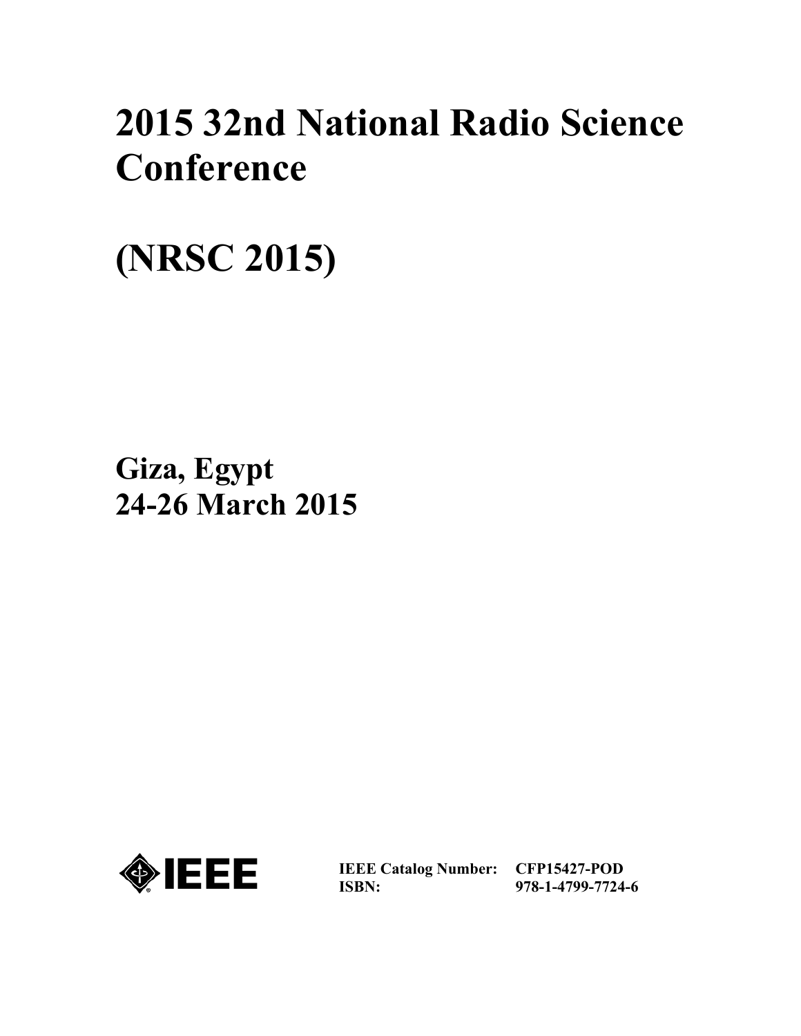# 2015 32nd National Radio Science Conference

# (NRSC 2015)

## Giza, Egypt
## 24-26 March 2015

**IEEE Catalog Number:** **CFP15427-POD**
**ISBN:** **978-1-4799-7724-6**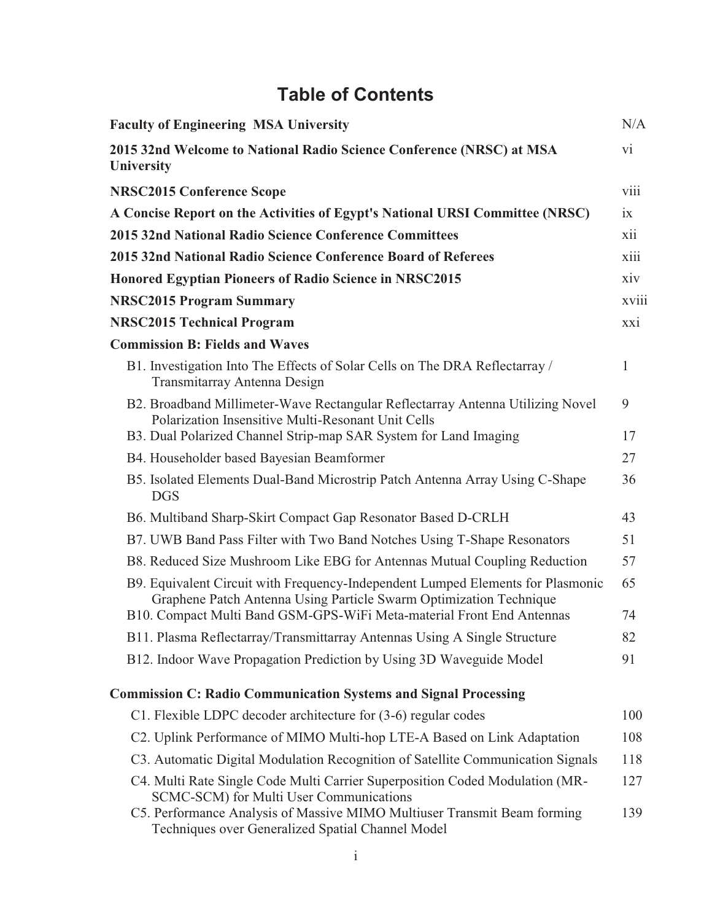# Table of Contents

| | |
|---|---|
| **Faculty of Engineering MSA University** | N/A |
| **2015 32nd Welcome to National Radio Science Conference (NRSC) at MSA University** | vi |
| **NRSC2015 Conference Scope** | viii |
| **A Concise Report on the Activities of Egypt's National URSI Committee (NRSC)** | ix |
| **2015 32nd National Radio Science Conference Committees** | xii |
| **2015 32nd National Radio Science Conference Board of Referees** | xiii |
| **Honored Egyptian Pioneers of Radio Science in NRSC2015** | xiv |
| **NRSC2015 Program Summary** | xviii |
| **NRSC2015 Technical Program** | xxi |
| **Commission B: Fields and Waves** | |
| B1. Investigation Into The Effects of Solar Cells on The DRA Reflectarray / Transmitarray Antenna Design | 1 |
| B2. Broadband Millimeter-Wave Rectangular Reflectarray Antenna Utilizing Novel Polarization Insensitive Multi-Resonant Unit Cells | 9 |
| B3. Dual Polarized Channel Strip-map SAR System for Land Imaging | 17 |
| B4. Householder based Bayesian Beamformer | 27 |
| B5. Isolated Elements Dual-Band Microstrip Patch Antenna Array Using C-Shape DGS | 36 |
| B6. Multiband Sharp-Skirt Compact Gap Resonator Based D-CRLH | 43 |
| B7. UWB Band Pass Filter with Two Band Notches Using T-Shape Resonators | 51 |
| B8. Reduced Size Mushroom Like EBG for Antennas Mutual Coupling Reduction | 57 |
| B9. Equivalent Circuit with Frequency-Independent Lumped Elements for Plasmonic Graphene Patch Antenna Using Particle Swarm Optimization Technique | 65 |
| B10. Compact Multi Band GSM-GPS-WiFi Meta-material Front End Antennas | 74 |
| B11. Plasma Reflectarray/Transmittarray Antennas Using A Single Structure | 82 |
| B12. Indoor Wave Propagation Prediction by Using 3D Waveguide Model | 91 |
| **Commission C: Radio Communication Systems and Signal Processing** | |
| C1. Flexible LDPC decoder architecture for (3-6) regular codes | 100 |
| C2. Uplink Performance of MIMO Multi-hop LTE-A Based on Link Adaptation | 108 |
| C3. Automatic Digital Modulation Recognition of Satellite Communication Signals | 118 |
| C4. Multi Rate Single Code Multi Carrier Superposition Coded Modulation (MR-SCMC-SCM) for Multi User Communications | 127 |
| C5. Performance Analysis of Massive MIMO Multiuser Transmit Beam forming Techniques over Generalized Spatial Channel Model | 139 |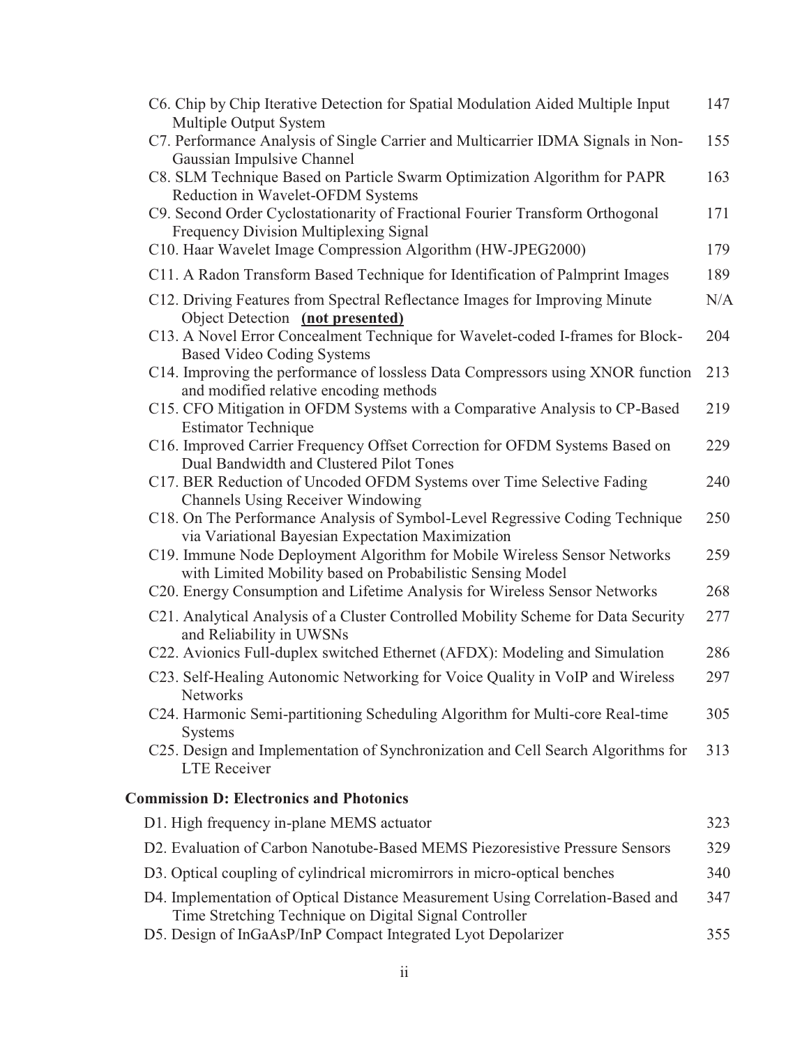| | |
|---|---|
| C6. Chip by Chip Iterative Detection for Spatial Modulation Aided Multiple Input Multiple Output System | 147 |
| C7. Performance Analysis of Single Carrier and Multicarrier IDMA Signals in Non-Gaussian Impulsive Channel | 155 |
| C8. SLM Technique Based on Particle Swarm Optimization Algorithm for PAPR Reduction in Wavelet-OFDM Systems | 163 |
| C9. Second Order Cyclostationarity of Fractional Fourier Transform Orthogonal Frequency Division Multiplexing Signal | 171 |
| C10. Haar Wavelet Image Compression Algorithm (HW-JPEG2000) | 179 |
| C11. A Radon Transform Based Technique for Identification of Palmprint Images | 189 |
| C12. Driving Features from Spectral Reflectance Images for Improving Minute Object Detection **(not presented)** | N/A |
| C13. A Novel Error Concealment Technique for Wavelet-coded I-frames for Block-Based Video Coding Systems | 204 |
| C14. Improving the performance of lossless Data Compressors using XNOR function and modified relative encoding methods | 213 |
| C15. CFO Mitigation in OFDM Systems with a Comparative Analysis to CP-Based Estimator Technique | 219 |
| C16. Improved Carrier Frequency Offset Correction for OFDM Systems Based on Dual Bandwidth and Clustered Pilot Tones | 229 |
| C17. BER Reduction of Uncoded OFDM Systems over Time Selective Fading Channels Using Receiver Windowing | 240 |
| C18. On The Performance Analysis of Symbol-Level Regressive Coding Technique via Variational Bayesian Expectation Maximization | 250 |
| C19. Immune Node Deployment Algorithm for Mobile Wireless Sensor Networks with Limited Mobility based on Probabilistic Sensing Model | 259 |
| C20. Energy Consumption and Lifetime Analysis for Wireless Sensor Networks | 268 |
| C21. Analytical Analysis of a Cluster Controlled Mobility Scheme for Data Security and Reliability in UWSNs | 277 |
| C22. Avionics Full-duplex switched Ethernet (AFDX): Modeling and Simulation | 286 |
| C23. Self-Healing Autonomic Networking for Voice Quality in VoIP and Wireless Networks | 297 |
| C24. Harmonic Semi-partitioning Scheduling Algorithm for Multi-core Real-time Systems | 305 |
| C25. Design and Implementation of Synchronization and Cell Search Algorithms for LTE Receiver | 313 |

## Commission D: Electronics and Photonics

| | |
|---|---|
| D1. High frequency in-plane MEMS actuator | 323 |
| D2. Evaluation of Carbon Nanotube-Based MEMS Piezoresistive Pressure Sensors | 329 |
| D3. Optical coupling of cylindrical micromirrors in micro-optical benches | 340 |
| D4. Implementation of Optical Distance Measurement Using Correlation-Based and Time Stretching Technique on Digital Signal Controller | 347 |
| D5. Design of InGaAsP/InP Compact Integrated Lyot Depolarizer | 355 |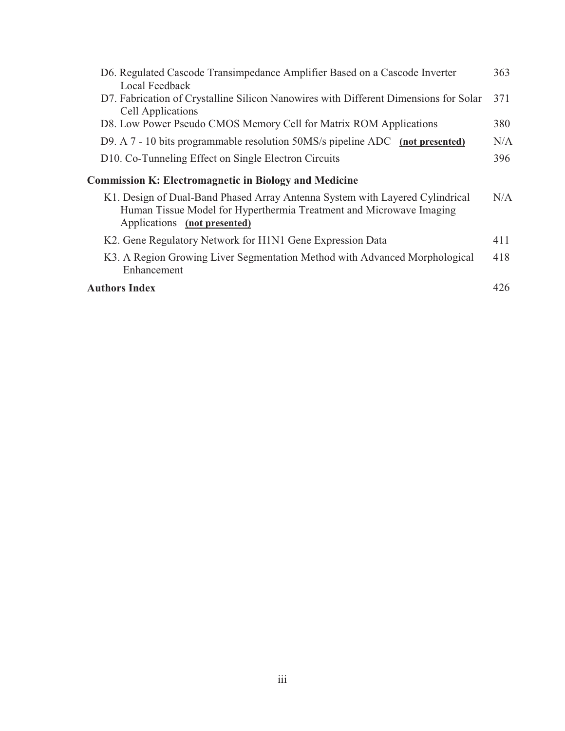| | |
|---|---|
| D6. Regulated Cascode Transimpedance Amplifier Based on a Cascode Inverter Local Feedback | 363 |
| D7. Fabrication of Crystalline Silicon Nanowires with Different Dimensions for Solar Cell Applications | 371 |
| D8. Low Power Pseudo CMOS Memory Cell for Matrix ROM Applications | 380 |
| D9. A 7 - 10 bits programmable resolution 50MS/s pipeline ADC **(not presented)** | N/A |
| D10. Co-Tunneling Effect on Single Electron Circuits | 396 |

**Commission K: Electromagnetic in Biology and Medicine**

| | |
|---|---|
| K1. Design of Dual-Band Phased Array Antenna System with Layered Cylindrical Human Tissue Model for Hyperthermia Treatment and Microwave Imaging Applications **(not presented)** | N/A |
| K2. Gene Regulatory Network for H1N1 Gene Expression Data | 411 |
| K3. A Region Growing Liver Segmentation Method with Advanced Morphological Enhancement | 418 |

**Authors Index** 426